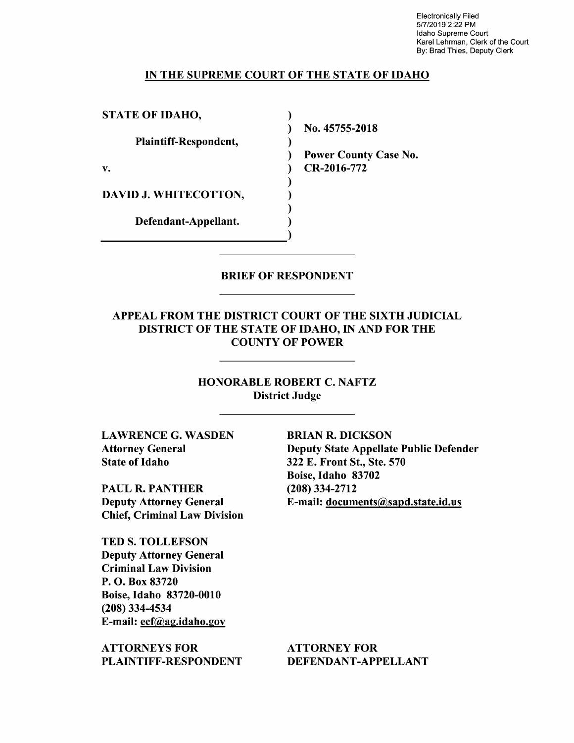Electronically Filed
5/7/2019 2:22 PM
Idaho Supreme Court
Karel Lehrman, Clerk of the Court
By: Brad Thies, Deputy Clerk

**IN THE SUPREME COURT OF THE STATE OF IDAHO**

| | | |
|---|---|---|
| **STATE OF IDAHO,** | ) | |
| | ) | **No. 45755-2018** |
| **Plaintiff-Respondent,** | ) | |
| | ) | **Power County Case No.** |
| **v.** | ) | **CR-2016-772** |
| | ) | |
| **DAVID J. WHITECOTTON,** | ) | |
| | ) | |
| **Defendant-Appellant.** | ) | |
| | ) | |

## BRIEF OF RESPONDENT

**APPEAL FROM THE DISTRICT COURT OF THE SIXTH JUDICIAL DISTRICT OF THE STATE OF IDAHO, IN AND FOR THE COUNTY OF POWER**

**HONORABLE ROBERT C. NAFTZ**
**District Judge**

**LAWRENCE G. WASDEN**
**Attorney General**
**State of Idaho**

**PAUL R. PANTHER**
**Deputy Attorney General**
**Chief, Criminal Law Division**

**TED S. TOLLEFSON**
**Deputy Attorney General**
**Criminal Law Division**
**P. O. Box 83720**
**Boise, Idaho 83720-0010**
**(208) 334-4534**
**E-mail: ecf@ag.idaho.gov**

**ATTORNEYS FOR PLAINTIFF-RESPONDENT**

**BRIAN R. DICKSON**
**Deputy State Appellate Public Defender**
**322 E. Front St., Ste. 570**
**Boise, Idaho 83702**
**(208) 334-2712**
**E-mail: documents@sapd.state.id.us**

**ATTORNEY FOR DEFENDANT-APPELLANT**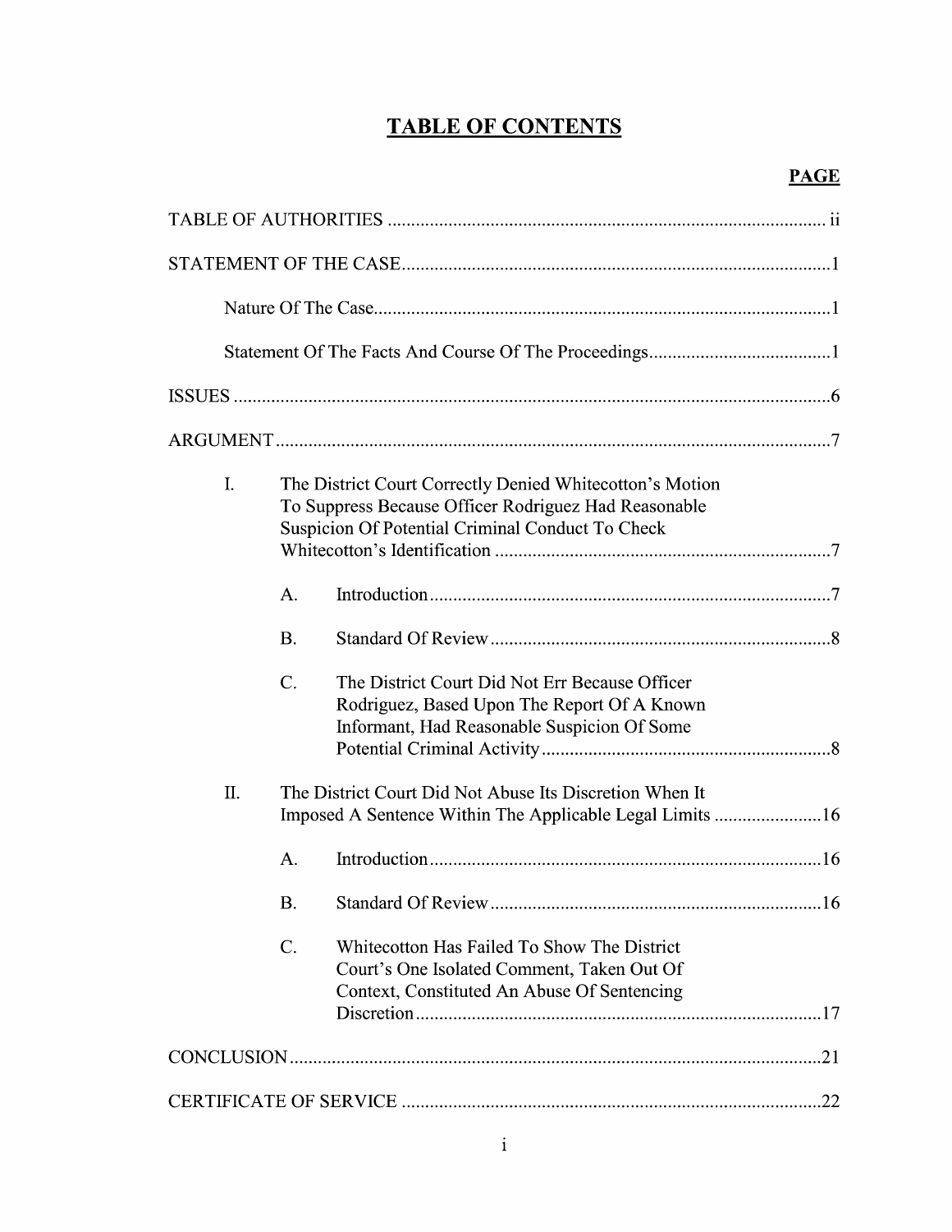# TABLE OF CONTENTS

**PAGE**

TABLE OF AUTHORITIES ..... ii

STATEMENT OF THE CASE ..... 1

Nature Of The Case ..... 1

Statement Of The Facts And Course Of The Proceedings ..... 1

ISSUES ..... 6

ARGUMENT ..... 7

I. The District Court Correctly Denied Whitecotton's Motion To Suppress Because Officer Rodriguez Had Reasonable Suspicion Of Potential Criminal Conduct To Check Whitecotton's Identification ..... 7

A. Introduction ..... 7

B. Standard Of Review ..... 8

C. The District Court Did Not Err Because Officer Rodriguez, Based Upon The Report Of A Known Informant, Had Reasonable Suspicion Of Some Potential Criminal Activity ..... 8

II. The District Court Did Not Abuse Its Discretion When It Imposed A Sentence Within The Applicable Legal Limits ..... 16

A. Introduction ..... 16

B. Standard Of Review ..... 16

C. Whitecotton Has Failed To Show The District Court's One Isolated Comment, Taken Out Of Context, Constituted An Abuse Of Sentencing Discretion ..... 17

CONCLUSION ..... 21

CERTIFICATE OF SERVICE ..... 22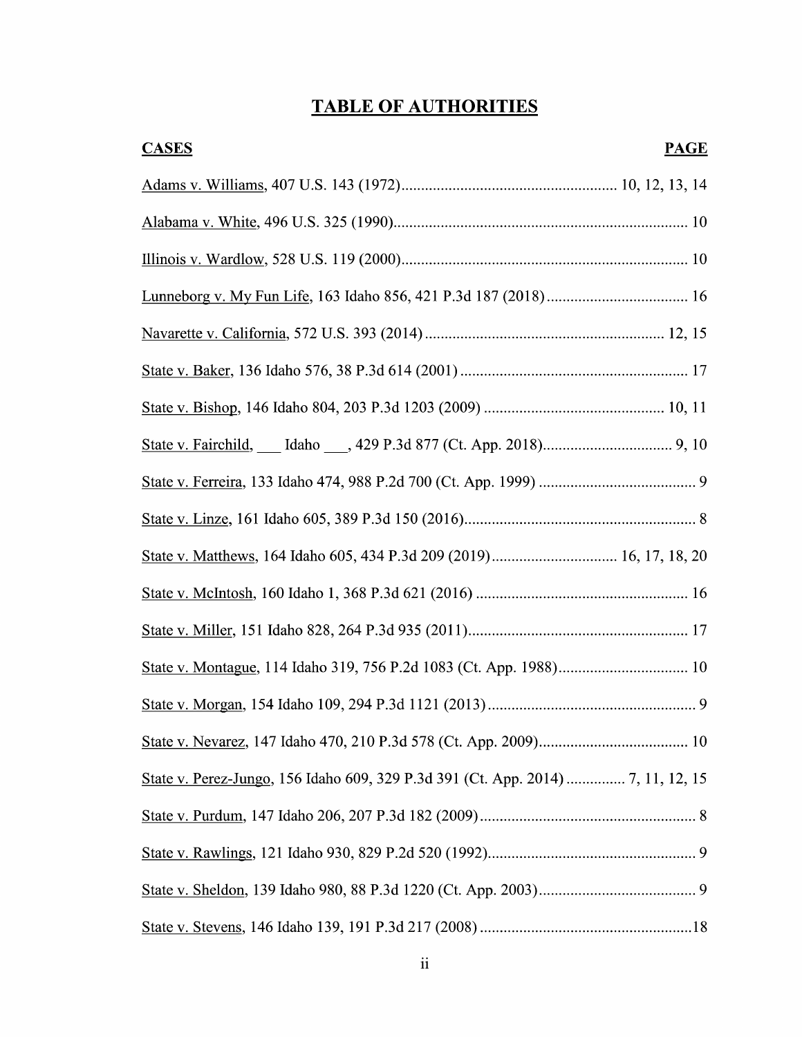# TABLE OF AUTHORITIES

| CASES | PAGE |
|---|---|
| Adams v. Williams, 407 U.S. 143 (1972) | 10, 12, 13, 14 |
| Alabama v. White, 496 U.S. 325 (1990) | 10 |
| Illinois v. Wardlow, 528 U.S. 119 (2000) | 10 |
| Lunneborg v. My Fun Life, 163 Idaho 856, 421 P.3d 187 (2018) | 16 |
| Navarette v. California, 572 U.S. 393 (2014) | 12, 15 |
| State v. Baker, 136 Idaho 576, 38 P.3d 614 (2001) | 17 |
| State v. Bishop, 146 Idaho 804, 203 P.3d 1203 (2009) | 10, 11 |
| State v. Fairchild, ___ Idaho ___, 429 P.3d 877 (Ct. App. 2018) | 9, 10 |
| State v. Ferreira, 133 Idaho 474, 988 P.2d 700 (Ct. App. 1999) | 9 |
| State v. Linze, 161 Idaho 605, 389 P.3d 150 (2016) | 8 |
| State v. Matthews, 164 Idaho 605, 434 P.3d 209 (2019) | 16, 17, 18, 20 |
| State v. McIntosh, 160 Idaho 1, 368 P.3d 621 (2016) | 16 |
| State v. Miller, 151 Idaho 828, 264 P.3d 935 (2011) | 17 |
| State v. Montague, 114 Idaho 319, 756 P.2d 1083 (Ct. App. 1988) | 10 |
| State v. Morgan, 154 Idaho 109, 294 P.3d 1121 (2013) | 9 |
| State v. Nevarez, 147 Idaho 470, 210 P.3d 578 (Ct. App. 2009) | 10 |
| State v. Perez-Jungo, 156 Idaho 609, 329 P.3d 391 (Ct. App. 2014) | 7, 11, 12, 15 |
| State v. Purdum, 147 Idaho 206, 207 P.3d 182 (2009) | 8 |
| State v. Rawlings, 121 Idaho 930, 829 P.2d 520 (1992) | 9 |
| State v. Sheldon, 139 Idaho 980, 88 P.3d 1220 (Ct. App. 2003) | 9 |
| State v. Stevens, 146 Idaho 139, 191 P.3d 217 (2008) | 18 |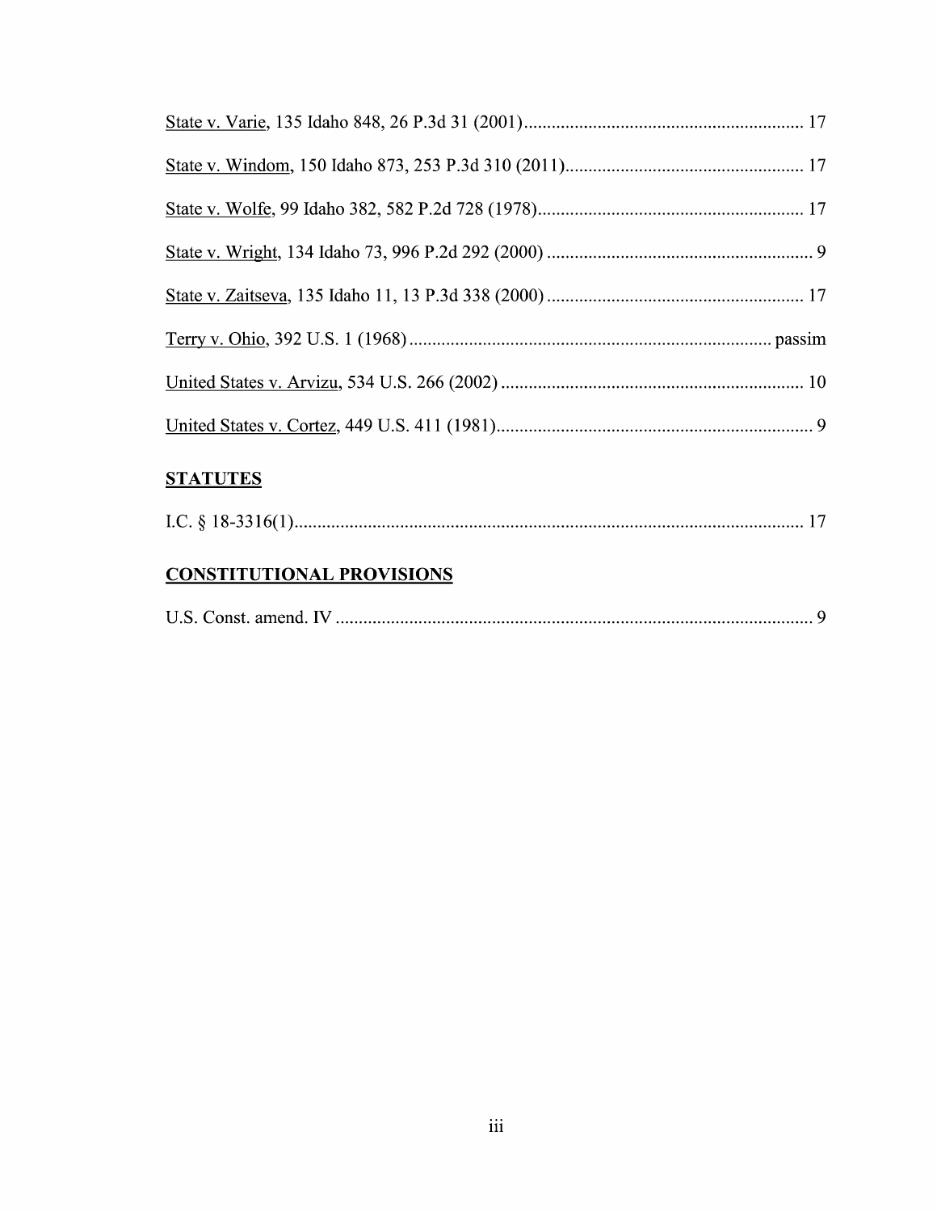State v. Varie, 135 Idaho 848, 26 P.3d 31 (2001) ............................................................ 17

State v. Windom, 150 Idaho 873, 253 P.3d 310 (2011) .................................................... 17

State v. Wolfe, 99 Idaho 382, 582 P.2d 728 (1978) .......................................................... 17

State v. Wright, 134 Idaho 73, 996 P.2d 292 (2000) .......................................................... 9

State v. Zaitseva, 135 Idaho 11, 13 P.3d 338 (2000) ........................................................ 17

Terry v. Ohio, 392 U.S. 1 (1968) ............................................................................... passim

United States v. Arvizu, 534 U.S. 266 (2002) .................................................................. 10

United States v. Cortez, 449 U.S. 411 (1981) ..................................................................... 9

## STATUTES

I.C. § 18-3316(1) .............................................................................................................. 17

## CONSTITUTIONAL PROVISIONS

U.S. Const. amend. IV ......................................................................................................... 9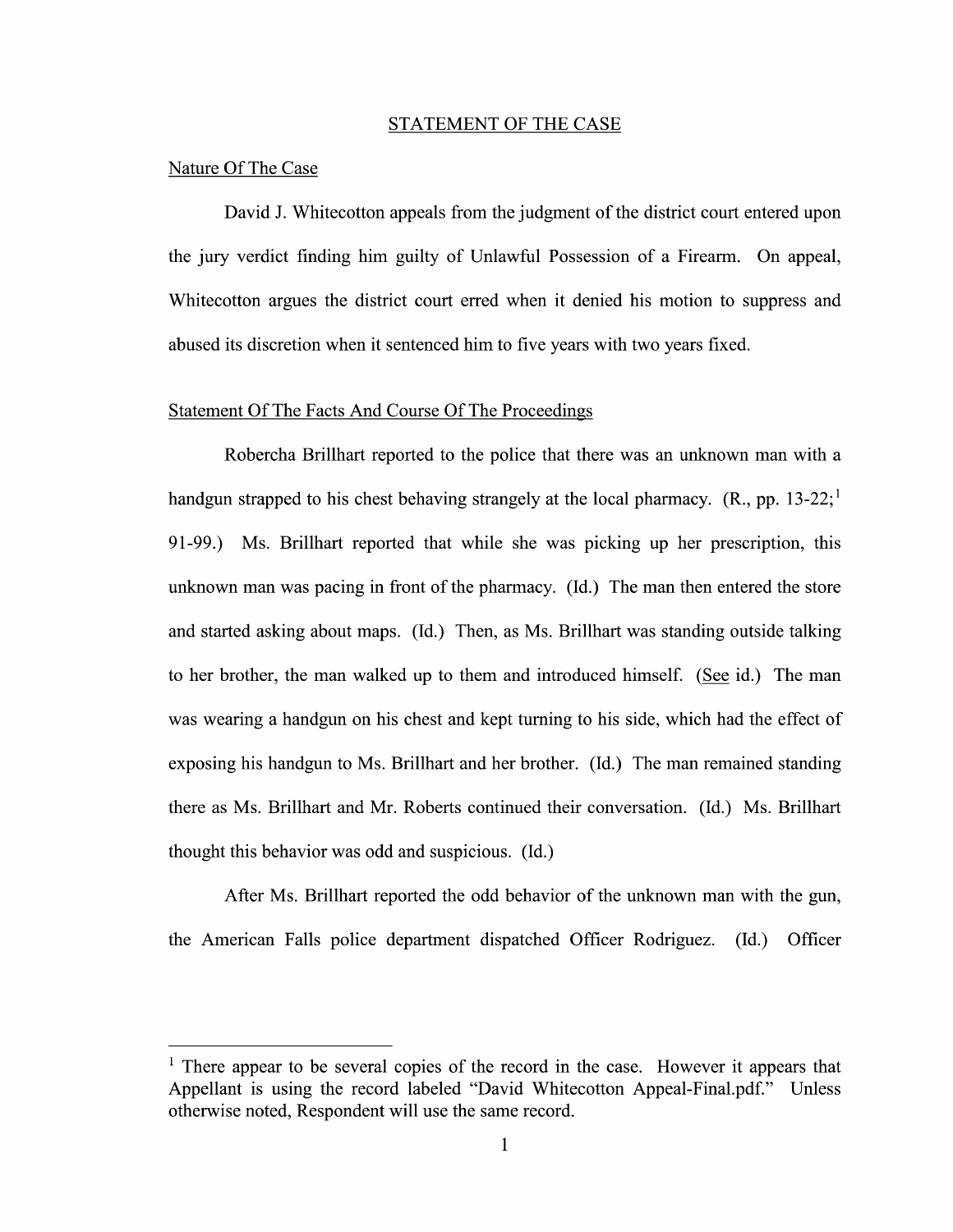## STATEMENT OF THE CASE

### Nature Of The Case

David J. Whitecotton appeals from the judgment of the district court entered upon the jury verdict finding him guilty of Unlawful Possession of a Firearm. On appeal, Whitecotton argues the district court erred when it denied his motion to suppress and abused its discretion when it sentenced him to five years with two years fixed.

### Statement Of The Facts And Course Of The Proceedings

Robercha Brillhart reported to the police that there was an unknown man with a handgun strapped to his chest behaving strangely at the local pharmacy. (R., pp. 13-22;[1] 91-99.) Ms. Brillhart reported that while she was picking up her prescription, this unknown man was pacing in front of the pharmacy. (Id.) The man then entered the store and started asking about maps. (Id.) Then, as Ms. Brillhart was standing outside talking to her brother, the man walked up to them and introduced himself. (See id.) The man was wearing a handgun on his chest and kept turning to his side, which had the effect of exposing his handgun to Ms. Brillhart and her brother. (Id.) The man remained standing there as Ms. Brillhart and Mr. Roberts continued their conversation. (Id.) Ms. Brillhart thought this behavior was odd and suspicious. (Id.)

After Ms. Brillhart reported the odd behavior of the unknown man with the gun, the American Falls police department dispatched Officer Rodriguez. (Id.) Officer

---

[1] There appear to be several copies of the record in the case. However it appears that Appellant is using the record labeled "David Whitecotton Appeal-Final.pdf." Unless otherwise noted, Respondent will use the same record.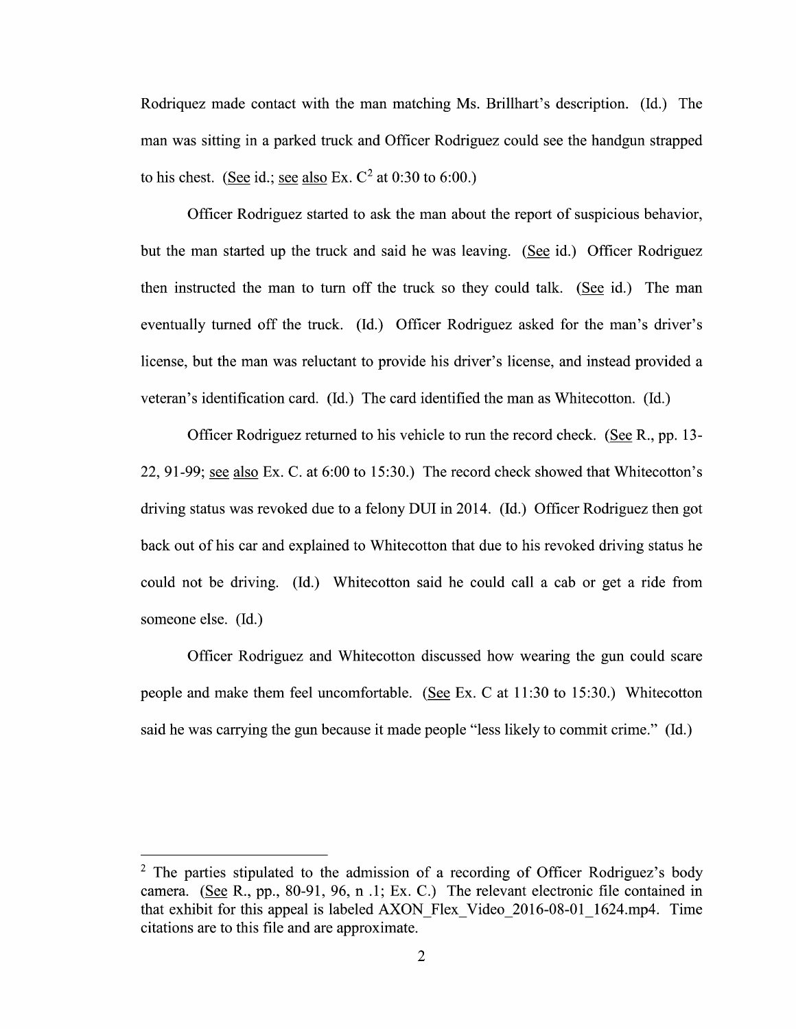Rodriquez made contact with the man matching Ms. Brillhart's description. (Id.) The man was sitting in a parked truck and Officer Rodriguez could see the handgun strapped to his chest. (See id.; see also Ex. C[2] at 0:30 to 6:00.)

Officer Rodriguez started to ask the man about the report of suspicious behavior, but the man started up the truck and said he was leaving. (See id.) Officer Rodriguez then instructed the man to turn off the truck so they could talk. (See id.) The man eventually turned off the truck. (Id.) Officer Rodriguez asked for the man's driver's license, but the man was reluctant to provide his driver's license, and instead provided a veteran's identification card. (Id.) The card identified the man as Whitecotton. (Id.)

Officer Rodriguez returned to his vehicle to run the record check. (See R., pp. 13-22, 91-99; see also Ex. C. at 6:00 to 15:30.) The record check showed that Whitecotton's driving status was revoked due to a felony DUI in 2014. (Id.) Officer Rodriguez then got back out of his car and explained to Whitecotton that due to his revoked driving status he could not be driving. (Id.) Whitecotton said he could call a cab or get a ride from someone else. (Id.)

Officer Rodriguez and Whitecotton discussed how wearing the gun could scare people and make them feel uncomfortable. (See Ex. C at 11:30 to 15:30.) Whitecotton said he was carrying the gun because it made people "less likely to commit crime." (Id.)

---

[2] The parties stipulated to the admission of a recording of Officer Rodriguez's body camera. (See R., pp., 80-91, 96, n .1; Ex. C.) The relevant electronic file contained in that exhibit for this appeal is labeled AXON_Flex_Video_2016-08-01_1624.mp4. Time citations are to this file and are approximate.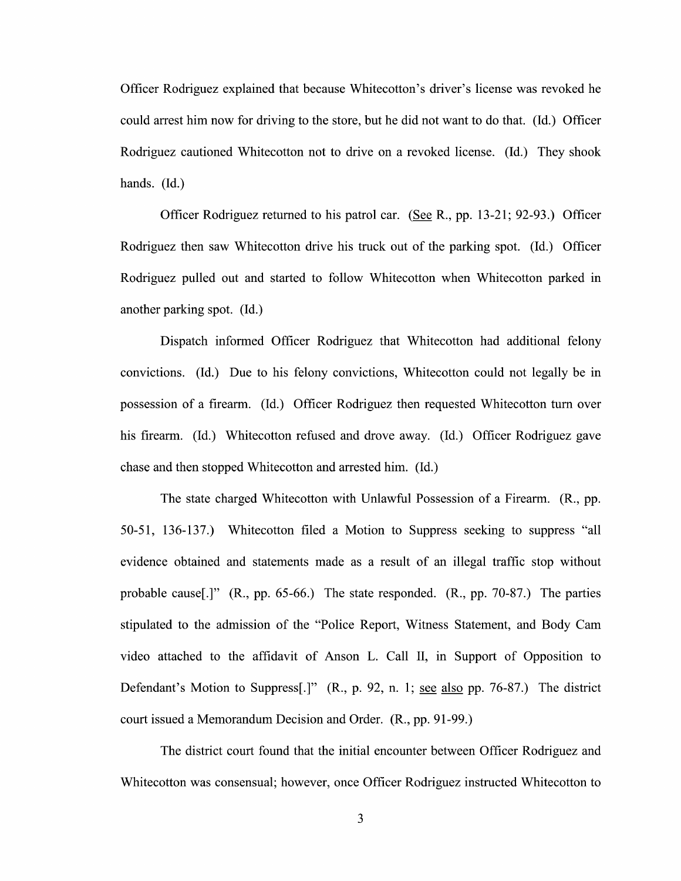Officer Rodriguez explained that because Whitecotton's driver's license was revoked he could arrest him now for driving to the store, but he did not want to do that. (Id.) Officer Rodriguez cautioned Whitecotton not to drive on a revoked license. (Id.) They shook hands. (Id.)

Officer Rodriguez returned to his patrol car. (See R., pp. 13-21; 92-93.) Officer Rodriguez then saw Whitecotton drive his truck out of the parking spot. (Id.) Officer Rodriguez pulled out and started to follow Whitecotton when Whitecotton parked in another parking spot. (Id.)

Dispatch informed Officer Rodriguez that Whitecotton had additional felony convictions. (Id.) Due to his felony convictions, Whitecotton could not legally be in possession of a firearm. (Id.) Officer Rodriguez then requested Whitecotton turn over his firearm. (Id.) Whitecotton refused and drove away. (Id.) Officer Rodriguez gave chase and then stopped Whitecotton and arrested him. (Id.)

The state charged Whitecotton with Unlawful Possession of a Firearm. (R., pp. 50-51, 136-137.) Whitecotton filed a Motion to Suppress seeking to suppress "all evidence obtained and statements made as a result of an illegal traffic stop without probable cause[.]" (R., pp. 65-66.) The state responded. (R., pp. 70-87.) The parties stipulated to the admission of the "Police Report, Witness Statement, and Body Cam video attached to the affidavit of Anson L. Call II, in Support of Opposition to Defendant's Motion to Suppress[.]" (R., p. 92, n. 1; see also pp. 76-87.) The district court issued a Memorandum Decision and Order. (R., pp. 91-99.)

The district court found that the initial encounter between Officer Rodriguez and Whitecotton was consensual; however, once Officer Rodriguez instructed Whitecotton to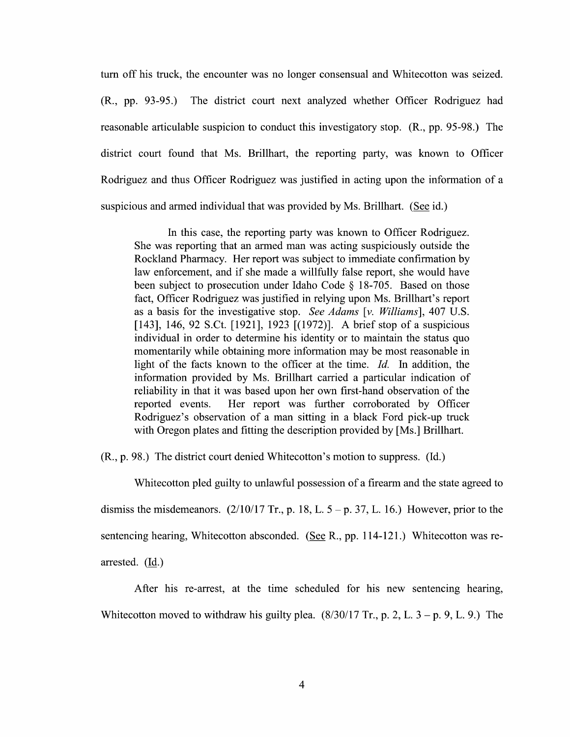turn off his truck, the encounter was no longer consensual and Whitecotton was seized. (R., pp. 93-95.) The district court next analyzed whether Officer Rodriguez had reasonable articulable suspicion to conduct this investigatory stop. (R., pp. 95-98.) The district court found that Ms. Brillhart, the reporting party, was known to Officer Rodriguez and thus Officer Rodriguez was justified in acting upon the information of a suspicious and armed individual that was provided by Ms. Brillhart. (See id.)

> In this case, the reporting party was known to Officer Rodriguez. She was reporting that an armed man was acting suspiciously outside the Rockland Pharmacy. Her report was subject to immediate confirmation by law enforcement, and if she made a willfully false report, she would have been subject to prosecution under Idaho Code § 18-705. Based on those fact, Officer Rodriguez was justified in relying upon Ms. Brillhart's report as a basis for the investigative stop. *See Adams* [*v. Williams*], 407 U.S. [143], 146, 92 S.Ct. [1921], 1923 [(1972)]. A brief stop of a suspicious individual in order to determine his identity or to maintain the status quo momentarily while obtaining more information may be most reasonable in light of the facts known to the officer at the time. *Id.* In addition, the information provided by Ms. Brillhart carried a particular indication of reliability in that it was based upon her own first-hand observation of the reported events. Her report was further corroborated by Officer Rodriguez's observation of a man sitting in a black Ford pick-up truck with Oregon plates and fitting the description provided by [Ms.] Brillhart.

(R., p. 98.) The district court denied Whitecotton's motion to suppress. (Id.)

Whitecotton pled guilty to unlawful possession of a firearm and the state agreed to dismiss the misdemeanors. (2/10/17 Tr., p. 18, L. 5 – p. 37, L. 16.) However, prior to the sentencing hearing, Whitecotton absconded. (See R., pp. 114-121.) Whitecotton was re-arrested. (Id.)

After his re-arrest, at the time scheduled for his new sentencing hearing, Whitecotton moved to withdraw his guilty plea. (8/30/17 Tr., p. 2, L. 3 – p. 9, L. 9.) The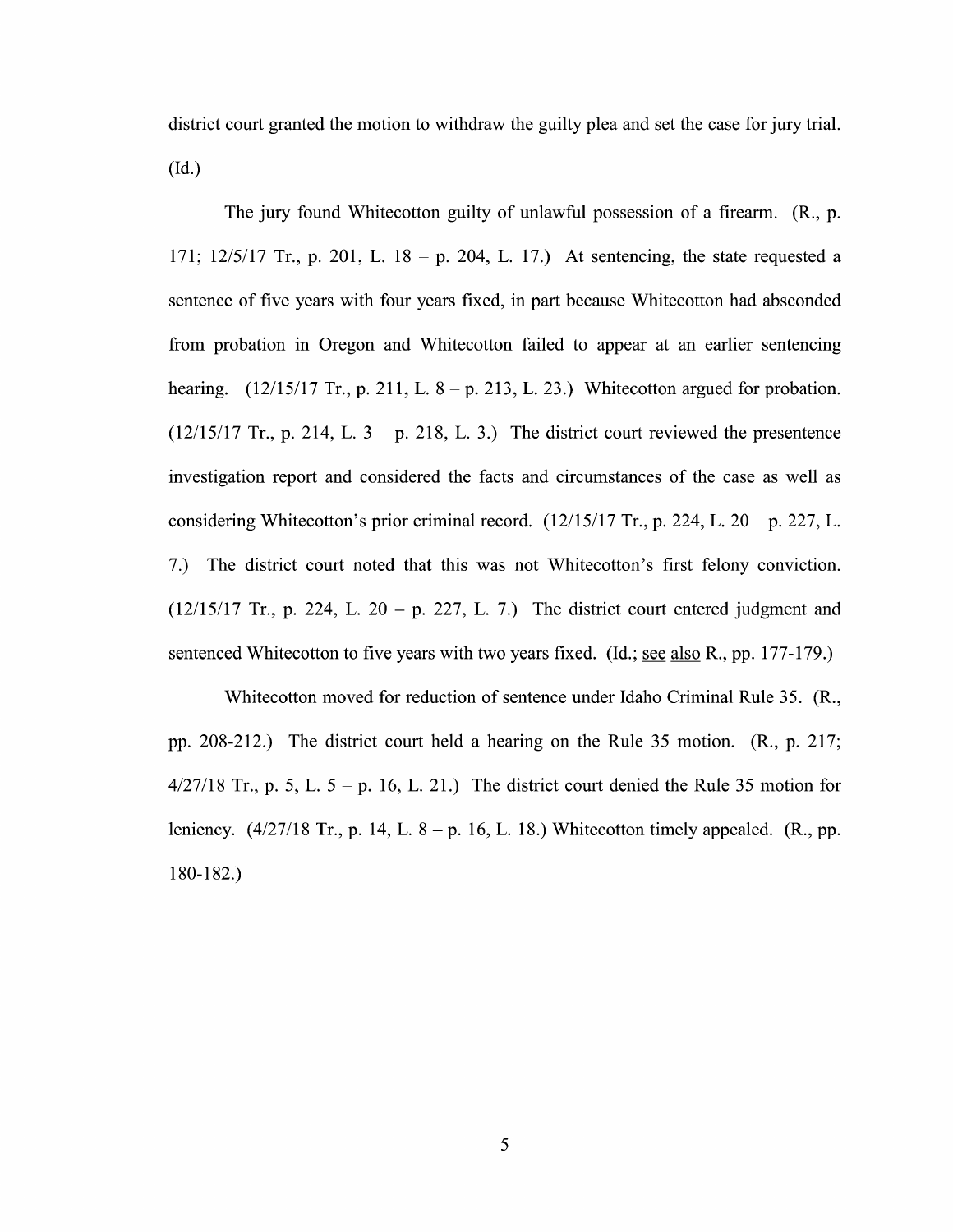district court granted the motion to withdraw the guilty plea and set the case for jury trial. (Id.)

The jury found Whitecotton guilty of unlawful possession of a firearm. (R., p. 171; 12/5/17 Tr., p. 201, L. 18 – p. 204, L. 17.) At sentencing, the state requested a sentence of five years with four years fixed, in part because Whitecotton had absconded from probation in Oregon and Whitecotton failed to appear at an earlier sentencing hearing. (12/15/17 Tr., p. 211, L. 8 – p. 213, L. 23.) Whitecotton argued for probation. (12/15/17 Tr., p. 214, L. 3 – p. 218, L. 3.) The district court reviewed the presentence investigation report and considered the facts and circumstances of the case as well as considering Whitecotton's prior criminal record. (12/15/17 Tr., p. 224, L. 20 – p. 227, L. 7.) The district court noted that this was not Whitecotton's first felony conviction. (12/15/17 Tr., p. 224, L. 20 – p. 227, L. 7.) The district court entered judgment and sentenced Whitecotton to five years with two years fixed. (Id.; see also R., pp. 177-179.)

Whitecotton moved for reduction of sentence under Idaho Criminal Rule 35. (R., pp. 208-212.) The district court held a hearing on the Rule 35 motion. (R., p. 217; 4/27/18 Tr., p. 5, L. 5 – p. 16, L. 21.) The district court denied the Rule 35 motion for leniency. (4/27/18 Tr., p. 14, L. 8 – p. 16, L. 18.) Whitecotton timely appealed. (R., pp. 180-182.)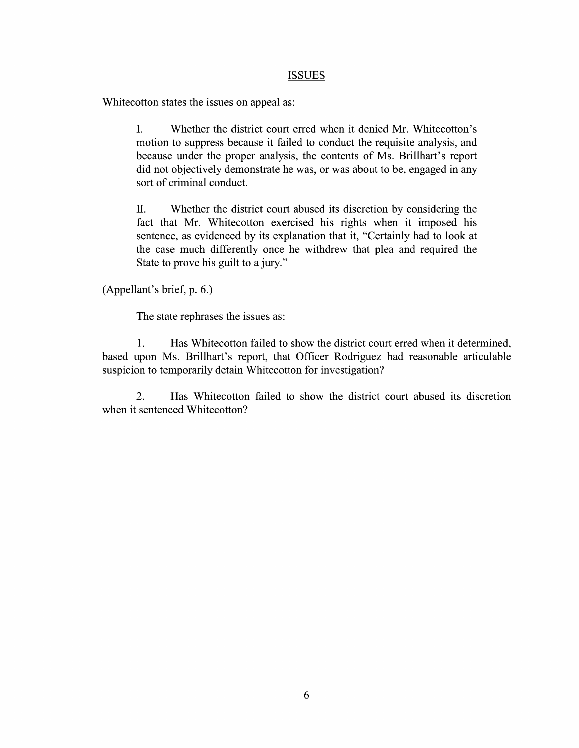## ISSUES

Whitecotton states the issues on appeal as:

> I. Whether the district court erred when it denied Mr. Whitecotton's motion to suppress because it failed to conduct the requisite analysis, and because under the proper analysis, the contents of Ms. Brillhart's report did not objectively demonstrate he was, or was about to be, engaged in any sort of criminal conduct.
>
> II. Whether the district court abused its discretion by considering the fact that Mr. Whitecotton exercised his rights when it imposed his sentence, as evidenced by its explanation that it, "Certainly had to look at the case much differently once he withdrew that plea and required the State to prove his guilt to a jury."

(Appellant's brief, p. 6.)

The state rephrases the issues as:

1. Has Whitecotton failed to show the district court erred when it determined, based upon Ms. Brillhart's report, that Officer Rodriguez had reasonable articulable suspicion to temporarily detain Whitecotton for investigation?

2. Has Whitecotton failed to show the district court abused its discretion when it sentenced Whitecotton?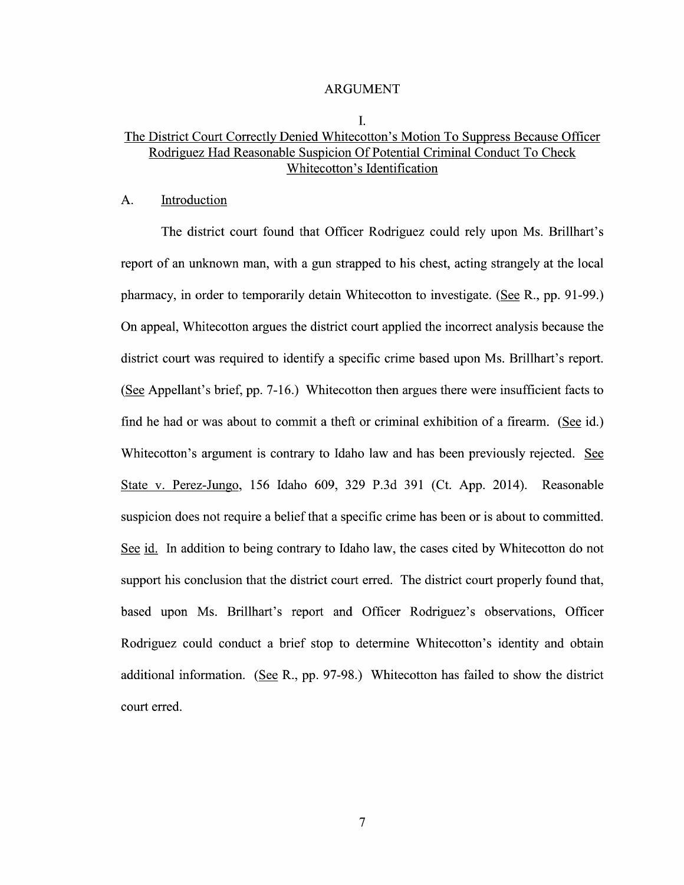## ARGUMENT

### I.

### The District Court Correctly Denied Whitecotton's Motion To Suppress Because Officer Rodriguez Had Reasonable Suspicion Of Potential Criminal Conduct To Check Whitecotton's Identification

#### A. Introduction

The district court found that Officer Rodriguez could rely upon Ms. Brillhart's report of an unknown man, with a gun strapped to his chest, acting strangely at the local pharmacy, in order to temporarily detain Whitecotton to investigate. (See R., pp. 91-99.) On appeal, Whitecotton argues the district court applied the incorrect analysis because the district court was required to identify a specific crime based upon Ms. Brillhart's report. (See Appellant's brief, pp. 7-16.) Whitecotton then argues there were insufficient facts to find he had or was about to commit a theft or criminal exhibition of a firearm. (See id.) Whitecotton's argument is contrary to Idaho law and has been previously rejected. See State v. Perez-Jungo, 156 Idaho 609, 329 P.3d 391 (Ct. App. 2014). Reasonable suspicion does not require a belief that a specific crime has been or is about to committed. See id. In addition to being contrary to Idaho law, the cases cited by Whitecotton do not support his conclusion that the district court erred. The district court properly found that, based upon Ms. Brillhart's report and Officer Rodriguez's observations, Officer Rodriguez could conduct a brief stop to determine Whitecotton's identity and obtain additional information. (See R., pp. 97-98.) Whitecotton has failed to show the district court erred.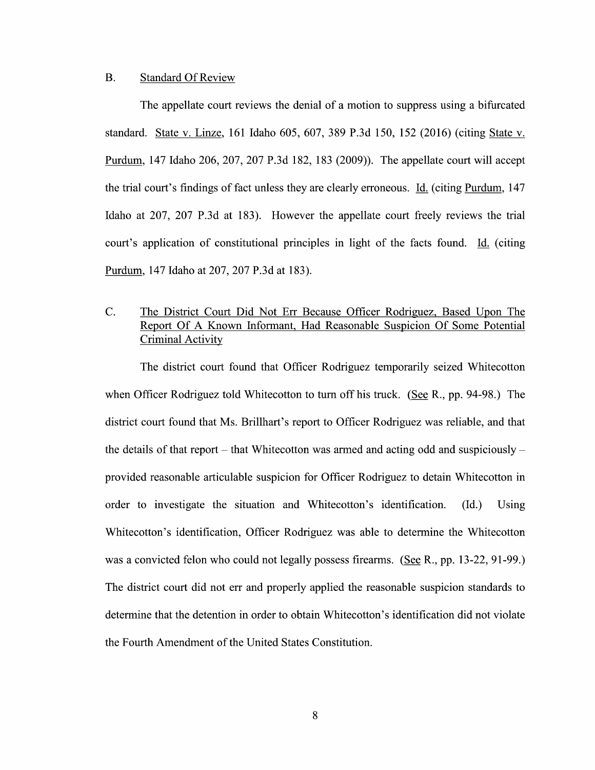### B. <u>Standard Of Review</u>

The appellate court reviews the denial of a motion to suppress using a bifurcated standard. <u>State v. Linze</u>, 161 Idaho 605, 607, 389 P.3d 150, 152 (2016) (citing <u>State v. Purdum</u>, 147 Idaho 206, 207, 207 P.3d 182, 183 (2009)). The appellate court will accept the trial court's findings of fact unless they are clearly erroneous. <u>Id.</u> (citing <u>Purdum</u>, 147 Idaho at 207, 207 P.3d at 183). However the appellate court freely reviews the trial court's application of constitutional principles in light of the facts found. <u>Id.</u> (citing <u>Purdum</u>, 147 Idaho at 207, 207 P.3d at 183).

### C. <u>The District Court Did Not Err Because Officer Rodriguez, Based Upon The Report Of A Known Informant, Had Reasonable Suspicion Of Some Potential Criminal Activity</u>

The district court found that Officer Rodriguez temporarily seized Whitecotton when Officer Rodriguez told Whitecotton to turn off his truck. (<u>See</u> R., pp. 94-98.) The district court found that Ms. Brillhart's report to Officer Rodriguez was reliable, and that the details of that report – that Whitecotton was armed and acting odd and suspiciously – provided reasonable articulable suspicion for Officer Rodriguez to detain Whitecotton in order to investigate the situation and Whitecotton's identification. (Id.) Using Whitecotton's identification, Officer Rodriguez was able to determine the Whitecotton was a convicted felon who could not legally possess firearms. (<u>See</u> R., pp. 13-22, 91-99.) The district court did not err and properly applied the reasonable suspicion standards to determine that the detention in order to obtain Whitecotton's identification did not violate the Fourth Amendment of the United States Constitution.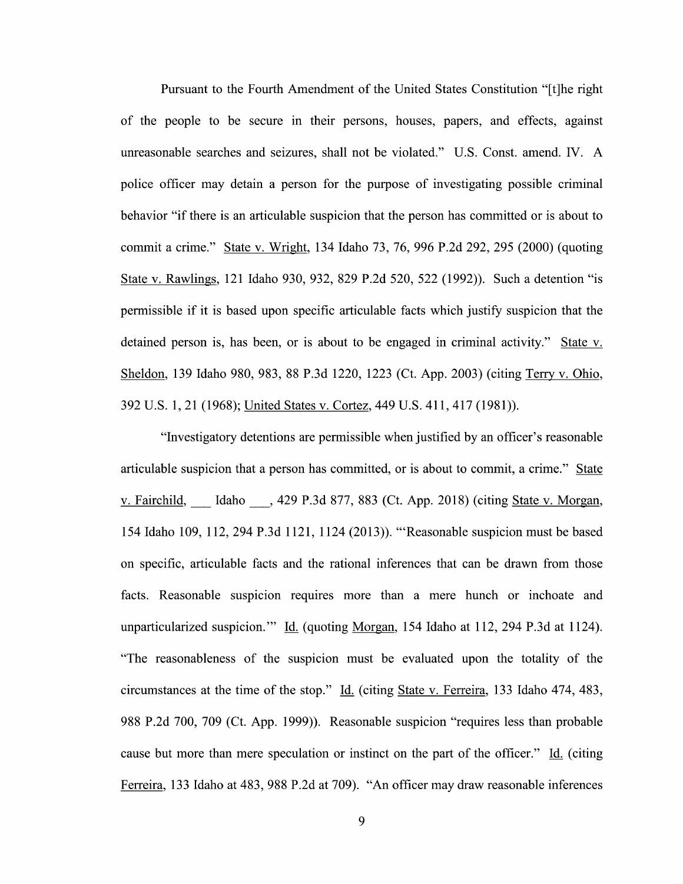Pursuant to the Fourth Amendment of the United States Constitution "[t]he right of the people to be secure in their persons, houses, papers, and effects, against unreasonable searches and seizures, shall not be violated." U.S. Const. amend. IV. A police officer may detain a person for the purpose of investigating possible criminal behavior "if there is an articulable suspicion that the person has committed or is about to commit a crime." State v. Wright, 134 Idaho 73, 76, 996 P.2d 292, 295 (2000) (quoting State v. Rawlings, 121 Idaho 930, 932, 829 P.2d 520, 522 (1992)). Such a detention "is permissible if it is based upon specific articulable facts which justify suspicion that the detained person is, has been, or is about to be engaged in criminal activity." State v. Sheldon, 139 Idaho 980, 983, 88 P.3d 1220, 1223 (Ct. App. 2003) (citing Terry v. Ohio, 392 U.S. 1, 21 (1968); United States v. Cortez, 449 U.S. 411, 417 (1981)).

"Investigatory detentions are permissible when justified by an officer's reasonable articulable suspicion that a person has committed, or is about to commit, a crime." State v. Fairchild, ___ Idaho ___, 429 P.3d 877, 883 (Ct. App. 2018) (citing State v. Morgan, 154 Idaho 109, 112, 294 P.3d 1121, 1124 (2013)). "'Reasonable suspicion must be based on specific, articulable facts and the rational inferences that can be drawn from those facts. Reasonable suspicion requires more than a mere hunch or inchoate and unparticularized suspicion.'" Id. (quoting Morgan, 154 Idaho at 112, 294 P.3d at 1124). "The reasonableness of the suspicion must be evaluated upon the totality of the circumstances at the time of the stop." Id. (citing State v. Ferreira, 133 Idaho 474, 483, 988 P.2d 700, 709 (Ct. App. 1999)). Reasonable suspicion "requires less than probable cause but more than mere speculation or instinct on the part of the officer." Id. (citing Ferreira, 133 Idaho at 483, 988 P.2d at 709). "An officer may draw reasonable inferences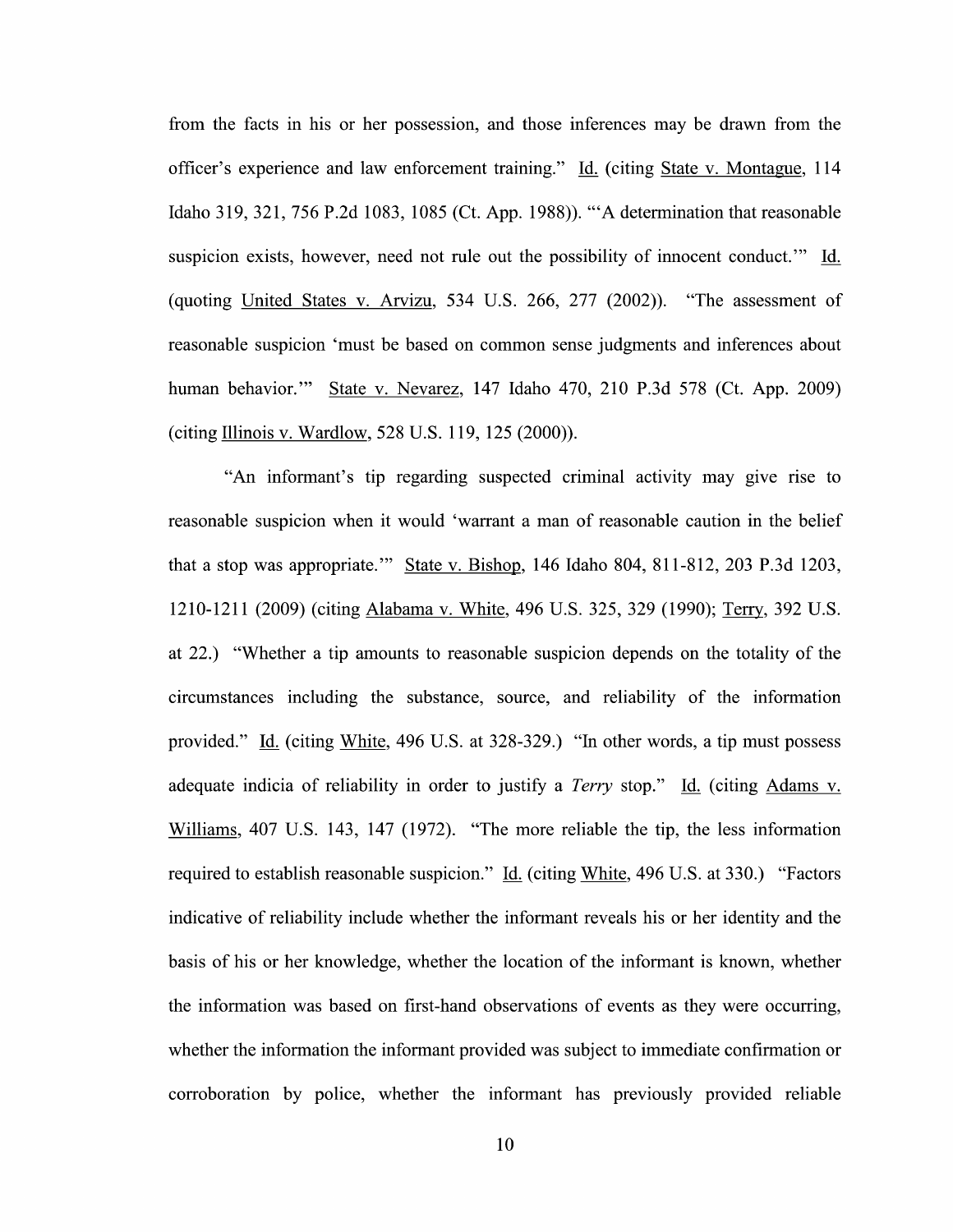from the facts in his or her possession, and those inferences may be drawn from the officer's experience and law enforcement training." Id. (citing State v. Montague, 114 Idaho 319, 321, 756 P.2d 1083, 1085 (Ct. App. 1988)). "'A determination that reasonable suspicion exists, however, need not rule out the possibility of innocent conduct.'" Id. (quoting United States v. Arvizu, 534 U.S. 266, 277 (2002)). "The assessment of reasonable suspicion 'must be based on common sense judgments and inferences about human behavior.'" State v. Nevarez, 147 Idaho 470, 210 P.3d 578 (Ct. App. 2009) (citing Illinois v. Wardlow, 528 U.S. 119, 125 (2000)).

"An informant's tip regarding suspected criminal activity may give rise to reasonable suspicion when it would 'warrant a man of reasonable caution in the belief that a stop was appropriate.'" State v. Bishop, 146 Idaho 804, 811-812, 203 P.3d 1203, 1210-1211 (2009) (citing Alabama v. White, 496 U.S. 325, 329 (1990); Terry, 392 U.S. at 22.) "Whether a tip amounts to reasonable suspicion depends on the totality of the circumstances including the substance, source, and reliability of the information provided." Id. (citing White, 496 U.S. at 328-329.) "In other words, a tip must possess adequate indicia of reliability in order to justify a *Terry* stop." Id. (citing Adams v. Williams, 407 U.S. 143, 147 (1972). "The more reliable the tip, the less information required to establish reasonable suspicion." Id. (citing White, 496 U.S. at 330.) "Factors indicative of reliability include whether the informant reveals his or her identity and the basis of his or her knowledge, whether the location of the informant is known, whether the information was based on first-hand observations of events as they were occurring, whether the information the informant provided was subject to immediate confirmation or corroboration by police, whether the informant has previously provided reliable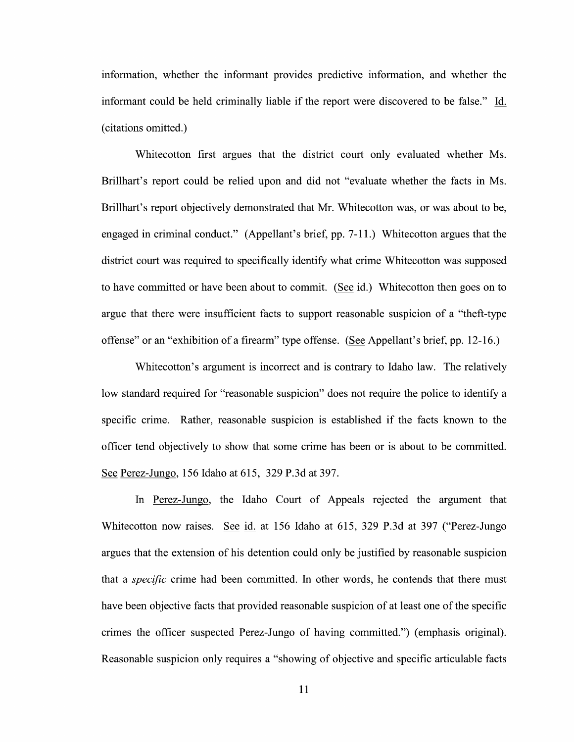information, whether the informant provides predictive information, and whether the informant could be held criminally liable if the report were discovered to be false." Id. (citations omitted.)

Whitecotton first argues that the district court only evaluated whether Ms. Brillhart's report could be relied upon and did not "evaluate whether the facts in Ms. Brillhart's report objectively demonstrated that Mr. Whitecotton was, or was about to be, engaged in criminal conduct." (Appellant's brief, pp. 7-11.) Whitecotton argues that the district court was required to specifically identify what crime Whitecotton was supposed to have committed or have been about to commit. (See id.) Whitecotton then goes on to argue that there were insufficient facts to support reasonable suspicion of a "theft-type offense" or an "exhibition of a firearm" type offense. (See Appellant's brief, pp. 12-16.)

Whitecotton's argument is incorrect and is contrary to Idaho law. The relatively low standard required for "reasonable suspicion" does not require the police to identify a specific crime. Rather, reasonable suspicion is established if the facts known to the officer tend objectively to show that some crime has been or is about to be committed. See Perez-Jungo, 156 Idaho at 615, 329 P.3d at 397.

In Perez-Jungo, the Idaho Court of Appeals rejected the argument that Whitecotton now raises. See id. at 156 Idaho at 615, 329 P.3d at 397 ("Perez-Jungo argues that the extension of his detention could only be justified by reasonable suspicion that a *specific* crime had been committed. In other words, he contends that there must have been objective facts that provided reasonable suspicion of at least one of the specific crimes the officer suspected Perez-Jungo of having committed.") (emphasis original). Reasonable suspicion only requires a "showing of objective and specific articulable facts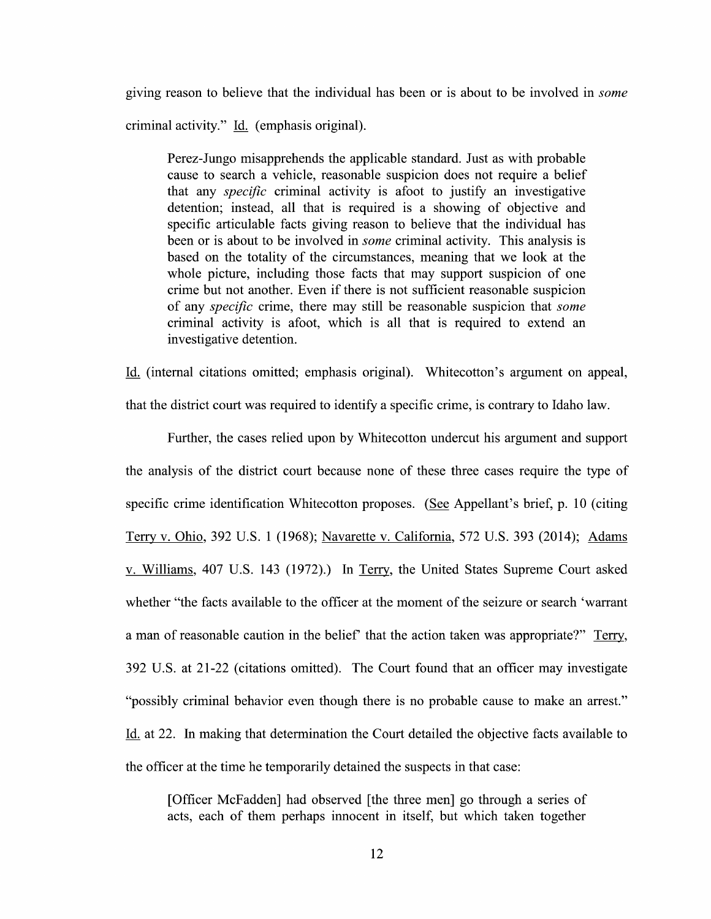giving reason to believe that the individual has been or is about to be involved in *some* criminal activity." Id. (emphasis original).

> Perez-Jungo misapprehends the applicable standard. Just as with probable cause to search a vehicle, reasonable suspicion does not require a belief that any *specific* criminal activity is afoot to justify an investigative detention; instead, all that is required is a showing of objective and specific articulable facts giving reason to believe that the individual has been or is about to be involved in *some* criminal activity. This analysis is based on the totality of the circumstances, meaning that we look at the whole picture, including those facts that may support suspicion of one crime but not another. Even if there is not sufficient reasonable suspicion of any *specific* crime, there may still be reasonable suspicion that *some* criminal activity is afoot, which is all that is required to extend an investigative detention.

Id. (internal citations omitted; emphasis original). Whitecotton's argument on appeal, that the district court was required to identify a specific crime, is contrary to Idaho law.

Further, the cases relied upon by Whitecotton undercut his argument and support the analysis of the district court because none of these three cases require the type of specific crime identification Whitecotton proposes. (See Appellant's brief, p. 10 (citing Terry v. Ohio, 392 U.S. 1 (1968); Navarette v. California, 572 U.S. 393 (2014); Adams v. Williams, 407 U.S. 143 (1972).) In Terry, the United States Supreme Court asked whether "the facts available to the officer at the moment of the seizure or search 'warrant a man of reasonable caution in the belief' that the action taken was appropriate?" Terry, 392 U.S. at 21-22 (citations omitted). The Court found that an officer may investigate "possibly criminal behavior even though there is no probable cause to make an arrest." Id. at 22. In making that determination the Court detailed the objective facts available to the officer at the time he temporarily detained the suspects in that case:

> [Officer McFadden] had observed [the three men] go through a series of acts, each of them perhaps innocent in itself, but which taken together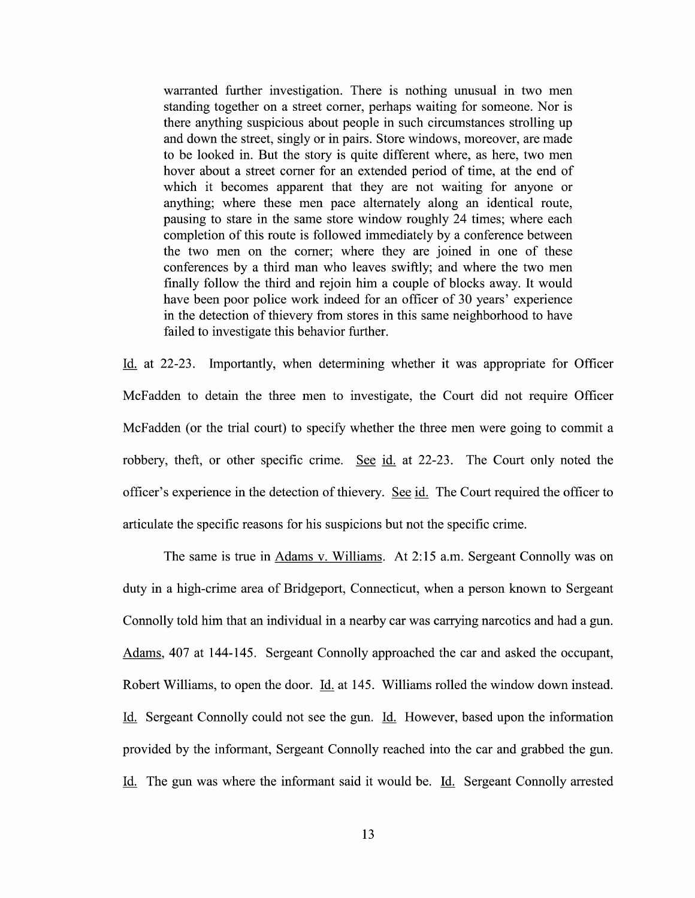> warranted further investigation. There is nothing unusual in two men standing together on a street corner, perhaps waiting for someone. Nor is there anything suspicious about people in such circumstances strolling up and down the street, singly or in pairs. Store windows, moreover, are made to be looked in. But the story is quite different where, as here, two men hover about a street corner for an extended period of time, at the end of which it becomes apparent that they are not waiting for anyone or anything; where these men pace alternately along an identical route, pausing to stare in the same store window roughly 24 times; where each completion of this route is followed immediately by a conference between the two men on the corner; where they are joined in one of these conferences by a third man who leaves swiftly; and where the two men finally follow the third and rejoin him a couple of blocks away. It would have been poor police work indeed for an officer of 30 years' experience in the detection of thievery from stores in this same neighborhood to have failed to investigate this behavior further.

Id. at 22-23. Importantly, when determining whether it was appropriate for Officer McFadden to detain the three men to investigate, the Court did not require Officer McFadden (or the trial court) to specify whether the three men were going to commit a robbery, theft, or other specific crime. See id. at 22-23. The Court only noted the officer's experience in the detection of thievery. See id. The Court required the officer to articulate the specific reasons for his suspicions but not the specific crime.

The same is true in Adams v. Williams. At 2:15 a.m. Sergeant Connolly was on duty in a high-crime area of Bridgeport, Connecticut, when a person known to Sergeant Connolly told him that an individual in a nearby car was carrying narcotics and had a gun. Adams, 407 at 144-145. Sergeant Connolly approached the car and asked the occupant, Robert Williams, to open the door. Id. at 145. Williams rolled the window down instead. Id. Sergeant Connolly could not see the gun. Id. However, based upon the information provided by the informant, Sergeant Connolly reached into the car and grabbed the gun. Id. The gun was where the informant said it would be. Id. Sergeant Connolly arrested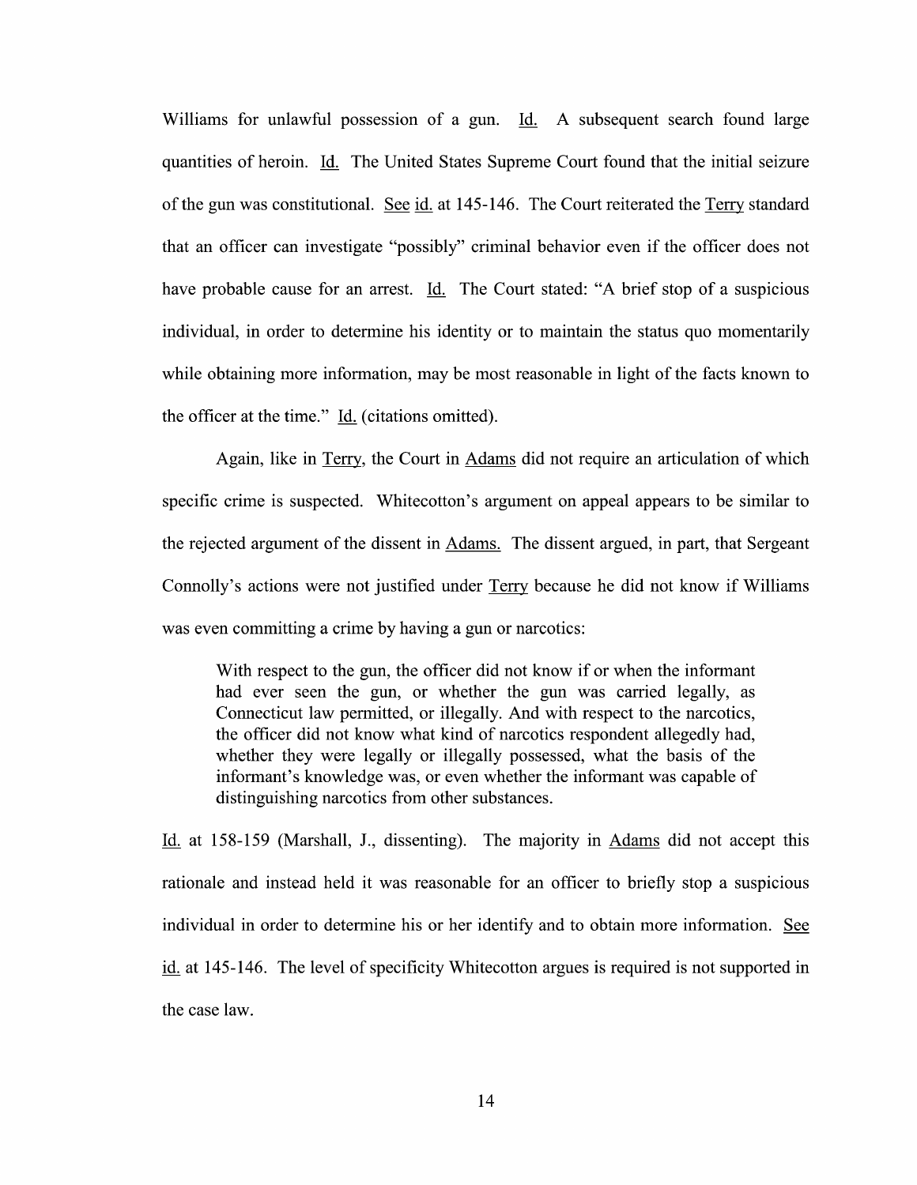Williams for unlawful possession of a gun. Id. A subsequent search found large quantities of heroin. Id. The United States Supreme Court found that the initial seizure of the gun was constitutional. See id. at 145-146. The Court reiterated the Terry standard that an officer can investigate "possibly" criminal behavior even if the officer does not have probable cause for an arrest. Id. The Court stated: "A brief stop of a suspicious individual, in order to determine his identity or to maintain the status quo momentarily while obtaining more information, may be most reasonable in light of the facts known to the officer at the time." Id. (citations omitted).

Again, like in Terry, the Court in Adams did not require an articulation of which specific crime is suspected. Whitecotton's argument on appeal appears to be similar to the rejected argument of the dissent in Adams. The dissent argued, in part, that Sergeant Connolly's actions were not justified under Terry because he did not know if Williams was even committing a crime by having a gun or narcotics:

> With respect to the gun, the officer did not know if or when the informant had ever seen the gun, or whether the gun was carried legally, as Connecticut law permitted, or illegally. And with respect to the narcotics, the officer did not know what kind of narcotics respondent allegedly had, whether they were legally or illegally possessed, what the basis of the informant's knowledge was, or even whether the informant was capable of distinguishing narcotics from other substances.

Id. at 158-159 (Marshall, J., dissenting). The majority in Adams did not accept this rationale and instead held it was reasonable for an officer to briefly stop a suspicious individual in order to determine his or her identify and to obtain more information. See id. at 145-146. The level of specificity Whitecotton argues is required is not supported in the case law.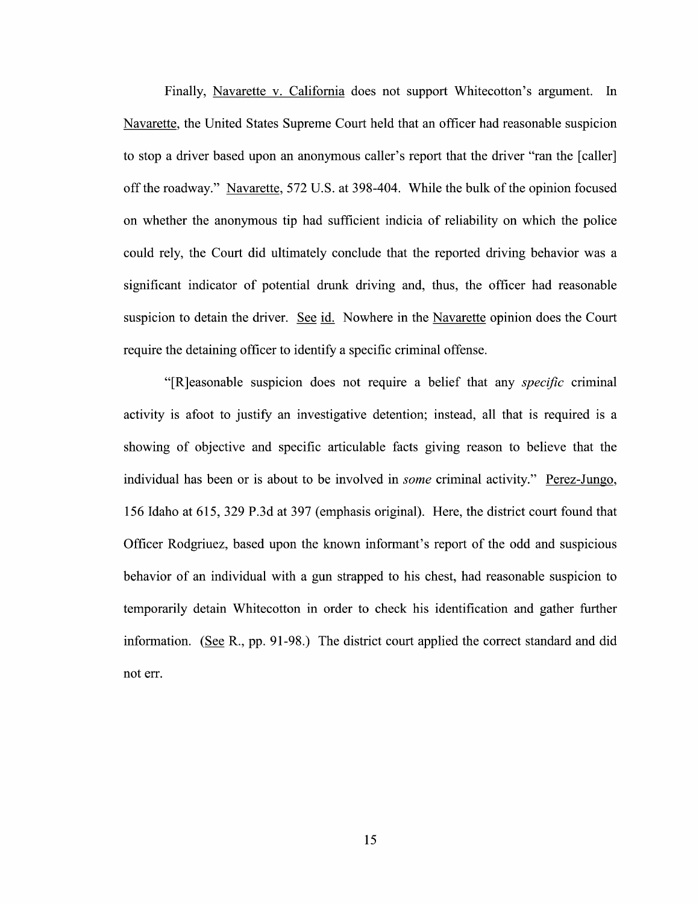Finally, Navarette v. California does not support Whitecotton's argument. In Navarette, the United States Supreme Court held that an officer had reasonable suspicion to stop a driver based upon an anonymous caller's report that the driver "ran the [caller] off the roadway." Navarette, 572 U.S. at 398-404. While the bulk of the opinion focused on whether the anonymous tip had sufficient indicia of reliability on which the police could rely, the Court did ultimately conclude that the reported driving behavior was a significant indicator of potential drunk driving and, thus, the officer had reasonable suspicion to detain the driver. See id. Nowhere in the Navarette opinion does the Court require the detaining officer to identify a specific criminal offense.

"[R]easonable suspicion does not require a belief that any *specific* criminal activity is afoot to justify an investigative detention; instead, all that is required is a showing of objective and specific articulable facts giving reason to believe that the individual has been or is about to be involved in *some* criminal activity." Perez-Jungo, 156 Idaho at 615, 329 P.3d at 397 (emphasis original). Here, the district court found that Officer Rodgriuez, based upon the known informant's report of the odd and suspicious behavior of an individual with a gun strapped to his chest, had reasonable suspicion to temporarily detain Whitecotton in order to check his identification and gather further information. (See R., pp. 91-98.) The district court applied the correct standard and did not err.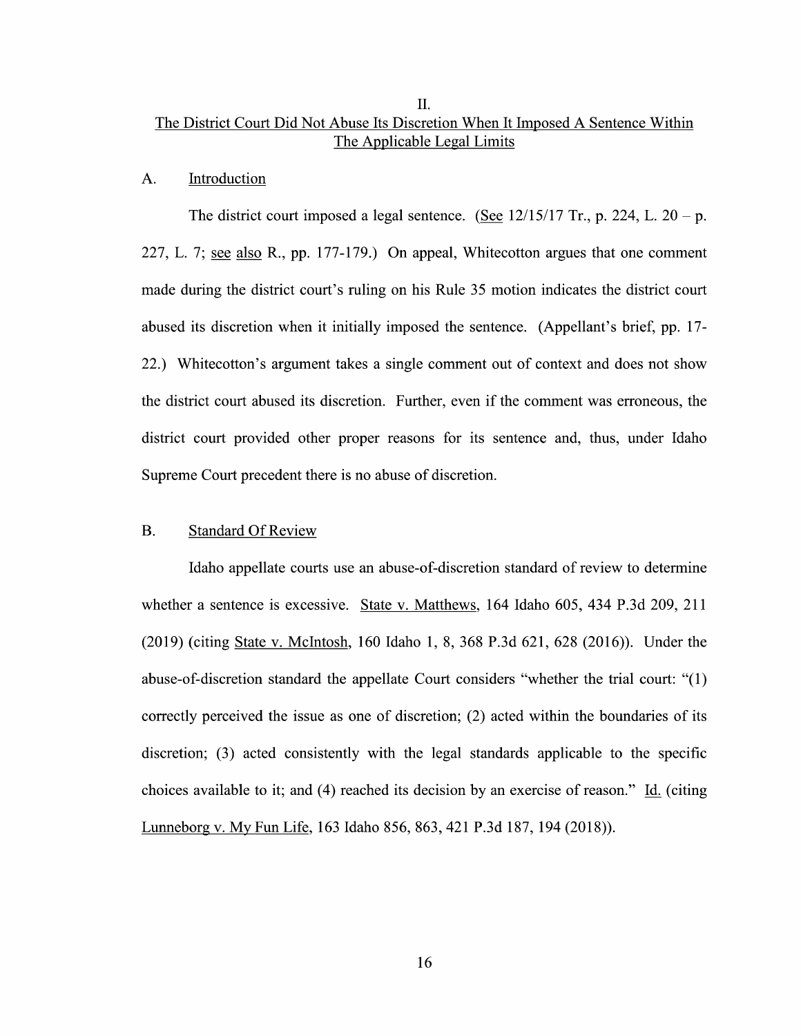## II.
## The District Court Did Not Abuse Its Discretion When It Imposed A Sentence Within The Applicable Legal Limits

### A. Introduction

The district court imposed a legal sentence. (See 12/15/17 Tr., p. 224, L. 20 – p. 227, L. 7; see also R., pp. 177-179.) On appeal, Whitecotton argues that one comment made during the district court's ruling on his Rule 35 motion indicates the district court abused its discretion when it initially imposed the sentence. (Appellant's brief, pp. 17-22.) Whitecotton's argument takes a single comment out of context and does not show the district court abused its discretion. Further, even if the comment was erroneous, the district court provided other proper reasons for its sentence and, thus, under Idaho Supreme Court precedent there is no abuse of discretion.

### B. Standard Of Review

Idaho appellate courts use an abuse-of-discretion standard of review to determine whether a sentence is excessive. State v. Matthews, 164 Idaho 605, 434 P.3d 209, 211 (2019) (citing State v. McIntosh, 160 Idaho 1, 8, 368 P.3d 621, 628 (2016)). Under the abuse-of-discretion standard the appellate Court considers "whether the trial court: "(1) correctly perceived the issue as one of discretion; (2) acted within the boundaries of its discretion; (3) acted consistently with the legal standards applicable to the specific choices available to it; and (4) reached its decision by an exercise of reason." Id. (citing Lunneborg v. My Fun Life, 163 Idaho 856, 863, 421 P.3d 187, 194 (2018)).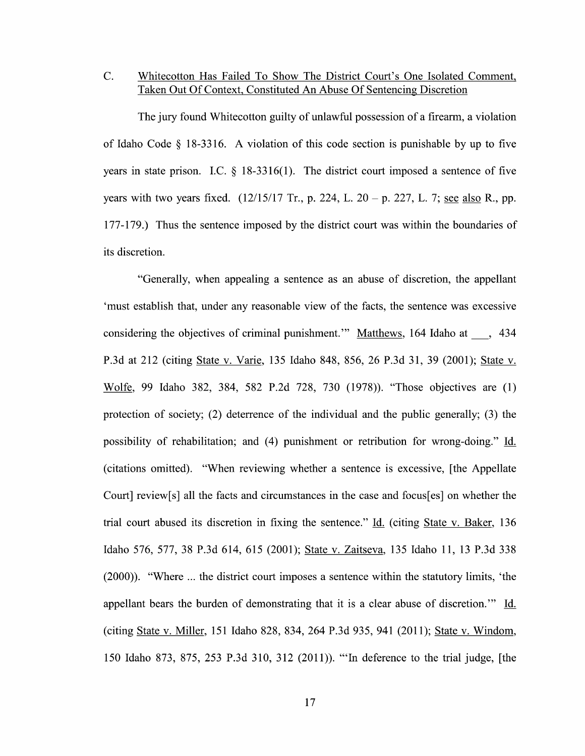C. Whitecotton Has Failed To Show The District Court's One Isolated Comment, Taken Out Of Context, Constituted An Abuse Of Sentencing Discretion

The jury found Whitecotton guilty of unlawful possession of a firearm, a violation of Idaho Code § 18-3316. A violation of this code section is punishable by up to five years in state prison. I.C. § 18-3316(1). The district court imposed a sentence of five years with two years fixed. (12/15/17 Tr., p. 224, L. 20 – p. 227, L. 7; see also R., pp. 177-179.) Thus the sentence imposed by the district court was within the boundaries of its discretion.

"Generally, when appealing a sentence as an abuse of discretion, the appellant 'must establish that, under any reasonable view of the facts, the sentence was excessive considering the objectives of criminal punishment.'" Matthews, 164 Idaho at ___, 434 P.3d at 212 (citing State v. Varie, 135 Idaho 848, 856, 26 P.3d 31, 39 (2001); State v. Wolfe, 99 Idaho 382, 384, 582 P.2d 728, 730 (1978)). "Those objectives are (1) protection of society; (2) deterrence of the individual and the public generally; (3) the possibility of rehabilitation; and (4) punishment or retribution for wrong-doing." Id. (citations omitted). "When reviewing whether a sentence is excessive, [the Appellate Court] review[s] all the facts and circumstances in the case and focus[es] on whether the trial court abused its discretion in fixing the sentence." Id. (citing State v. Baker, 136 Idaho 576, 577, 38 P.3d 614, 615 (2001); State v. Zaitseva, 135 Idaho 11, 13 P.3d 338 (2000)). "Where ... the district court imposes a sentence within the statutory limits, 'the appellant bears the burden of demonstrating that it is a clear abuse of discretion.'" Id. (citing State v. Miller, 151 Idaho 828, 834, 264 P.3d 935, 941 (2011); State v. Windom, 150 Idaho 873, 875, 253 P.3d 310, 312 (2011)). "'In deference to the trial judge, [the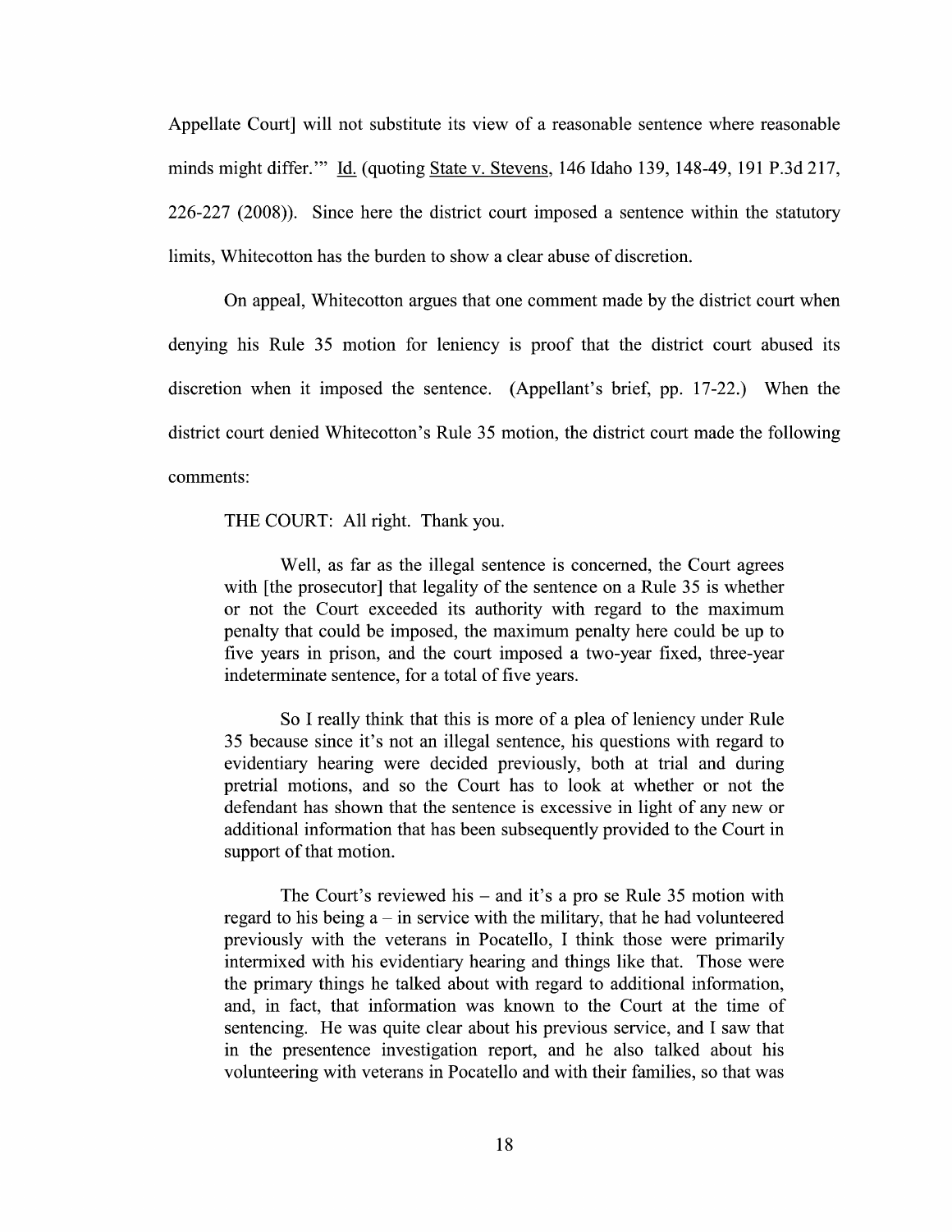Appellate Court] will not substitute its view of a reasonable sentence where reasonable minds might differ.'" Id. (quoting State v. Stevens, 146 Idaho 139, 148-49, 191 P.3d 217, 226-227 (2008)). Since here the district court imposed a sentence within the statutory limits, Whitecotton has the burden to show a clear abuse of discretion.

On appeal, Whitecotton argues that one comment made by the district court when denying his Rule 35 motion for leniency is proof that the district court abused its discretion when it imposed the sentence. (Appellant's brief, pp. 17-22.) When the district court denied Whitecotton's Rule 35 motion, the district court made the following comments:

> THE COURT: All right. Thank you.
>
> Well, as far as the illegal sentence is concerned, the Court agrees with [the prosecutor] that legality of the sentence on a Rule 35 is whether or not the Court exceeded its authority with regard to the maximum penalty that could be imposed, the maximum penalty here could be up to five years in prison, and the court imposed a two-year fixed, three-year indeterminate sentence, for a total of five years.
>
> So I really think that this is more of a plea of leniency under Rule 35 because since it's not an illegal sentence, his questions with regard to evidentiary hearing were decided previously, both at trial and during pretrial motions, and so the Court has to look at whether or not the defendant has shown that the sentence is excessive in light of any new or additional information that has been subsequently provided to the Court in support of that motion.
>
> The Court's reviewed his – and it's a pro se Rule 35 motion with regard to his being a – in service with the military, that he had volunteered previously with the veterans in Pocatello, I think those were primarily intermixed with his evidentiary hearing and things like that. Those were the primary things he talked about with regard to additional information, and, in fact, that information was known to the Court at the time of sentencing. He was quite clear about his previous service, and I saw that in the presentence investigation report, and he also talked about his volunteering with veterans in Pocatello and with their families, so that was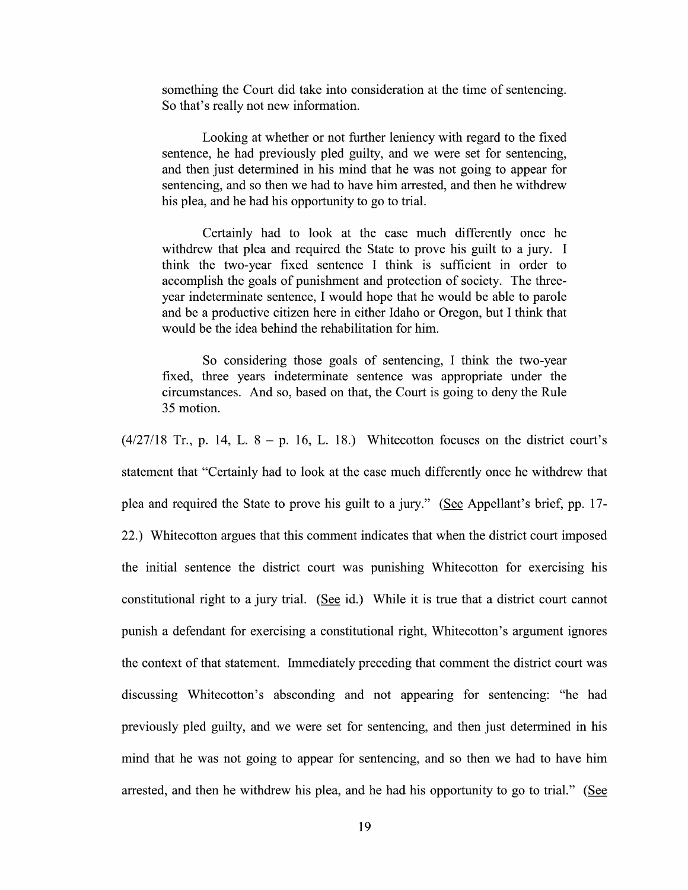> something the Court did take into consideration at the time of sentencing. So that's really not new information.
>
> Looking at whether or not further leniency with regard to the fixed sentence, he had previously pled guilty, and we were set for sentencing, and then just determined in his mind that he was not going to appear for sentencing, and so then we had to have him arrested, and then he withdrew his plea, and he had his opportunity to go to trial.
>
> Certainly had to look at the case much differently once he withdrew that plea and required the State to prove his guilt to a jury. I think the two-year fixed sentence I think is sufficient in order to accomplish the goals of punishment and protection of society. The three-year indeterminate sentence, I would hope that he would be able to parole and be a productive citizen here in either Idaho or Oregon, but I think that would be the idea behind the rehabilitation for him.
>
> So considering those goals of sentencing, I think the two-year fixed, three years indeterminate sentence was appropriate under the circumstances. And so, based on that, the Court is going to deny the Rule 35 motion.

(4/27/18 Tr., p. 14, L. 8 – p. 16, L. 18.) Whitecotton focuses on the district court's statement that "Certainly had to look at the case much differently once he withdrew that plea and required the State to prove his guilt to a jury." (See Appellant's brief, pp. 17-22.) Whitecotton argues that this comment indicates that when the district court imposed the initial sentence the district court was punishing Whitecotton for exercising his constitutional right to a jury trial. (See id.) While it is true that a district court cannot punish a defendant for exercising a constitutional right, Whitecotton's argument ignores the context of that statement. Immediately preceding that comment the district court was discussing Whitecotton's absconding and not appearing for sentencing: "he had previously pled guilty, and we were set for sentencing, and then just determined in his mind that he was not going to appear for sentencing, and so then we had to have him arrested, and then he withdrew his plea, and he had his opportunity to go to trial." (See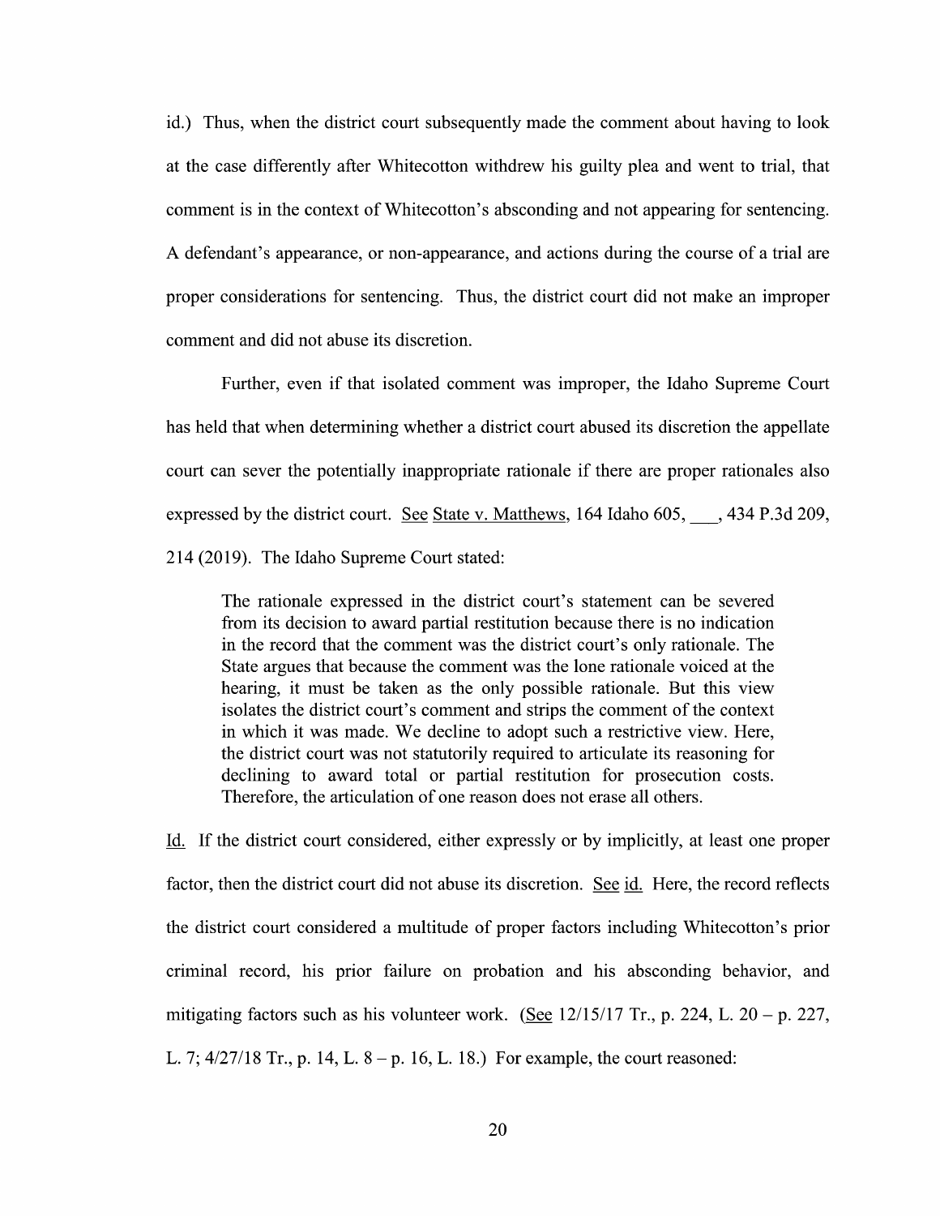id.) Thus, when the district court subsequently made the comment about having to look at the case differently after Whitecotton withdrew his guilty plea and went to trial, that comment is in the context of Whitecotton's absconding and not appearing for sentencing. A defendant's appearance, or non-appearance, and actions during the course of a trial are proper considerations for sentencing. Thus, the district court did not make an improper comment and did not abuse its discretion.

Further, even if that isolated comment was improper, the Idaho Supreme Court has held that when determining whether a district court abused its discretion the appellate court can sever the potentially inappropriate rationale if there are proper rationales also expressed by the district court. See State v. Matthews, 164 Idaho 605, ___, 434 P.3d 209, 214 (2019). The Idaho Supreme Court stated:

> The rationale expressed in the district court's statement can be severed from its decision to award partial restitution because there is no indication in the record that the comment was the district court's only rationale. The State argues that because the comment was the lone rationale voiced at the hearing, it must be taken as the only possible rationale. But this view isolates the district court's comment and strips the comment of the context in which it was made. We decline to adopt such a restrictive view. Here, the district court was not statutorily required to articulate its reasoning for declining to award total or partial restitution for prosecution costs. Therefore, the articulation of one reason does not erase all others.

Id. If the district court considered, either expressly or by implicitly, at least one proper factor, then the district court did not abuse its discretion. See id. Here, the record reflects the district court considered a multitude of proper factors including Whitecotton's prior criminal record, his prior failure on probation and his absconding behavior, and mitigating factors such as his volunteer work. (See 12/15/17 Tr., p. 224, L. 20 – p. 227, L. 7; 4/27/18 Tr., p. 14, L. 8 – p. 16, L. 18.) For example, the court reasoned: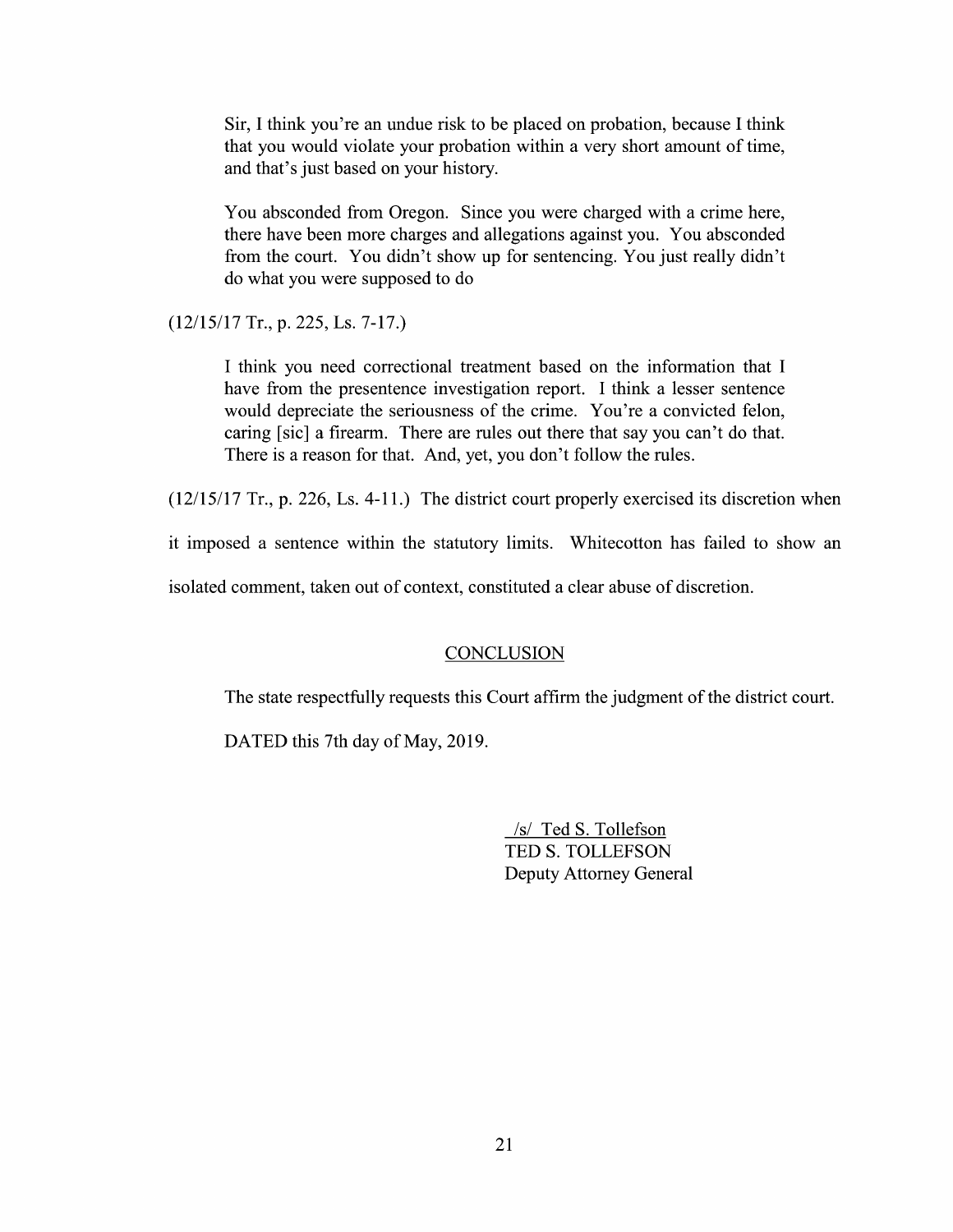> Sir, I think you're an undue risk to be placed on probation, because I think that you would violate your probation within a very short amount of time, and that's just based on your history.
>
> You absconded from Oregon. Since you were charged with a crime here, there have been more charges and allegations against you. You absconded from the court. You didn't show up for sentencing. You just really didn't do what you were supposed to do

(12/15/17 Tr., p. 225, Ls. 7-17.)

> I think you need correctional treatment based on the information that I have from the presentence investigation report. I think a lesser sentence would depreciate the seriousness of the crime. You're a convicted felon, caring [sic] a firearm. There are rules out there that say you can't do that. There is a reason for that. And, yet, you don't follow the rules.

(12/15/17 Tr., p. 226, Ls. 4-11.) The district court properly exercised its discretion when it imposed a sentence within the statutory limits. Whitecotton has failed to show an isolated comment, taken out of context, constituted a clear abuse of discretion.

## CONCLUSION

The state respectfully requests this Court affirm the judgment of the district court.

DATED this 7th day of May, 2019.

/s/ Ted S. Tollefson
TED S. TOLLEFSON
Deputy Attorney General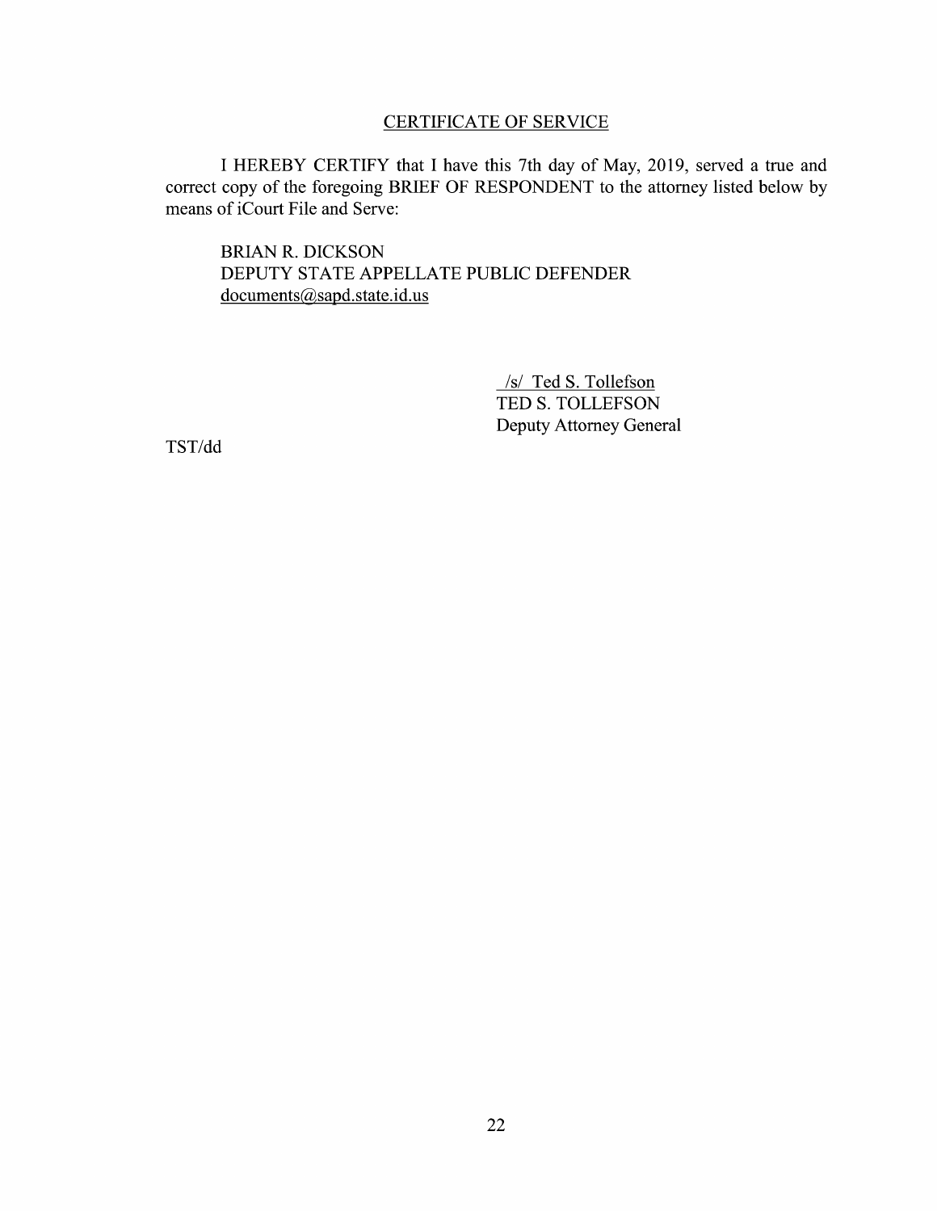## CERTIFICATE OF SERVICE

I HEREBY CERTIFY that I have this 7th day of May, 2019, served a true and correct copy of the foregoing BRIEF OF RESPONDENT to the attorney listed below by means of iCourt File and Serve:

BRIAN R. DICKSON
DEPUTY STATE APPELLATE PUBLIC DEFENDER
documents@sapd.state.id.us

/s/ Ted S. Tollefson
TED S. TOLLEFSON
Deputy Attorney General

TST/dd